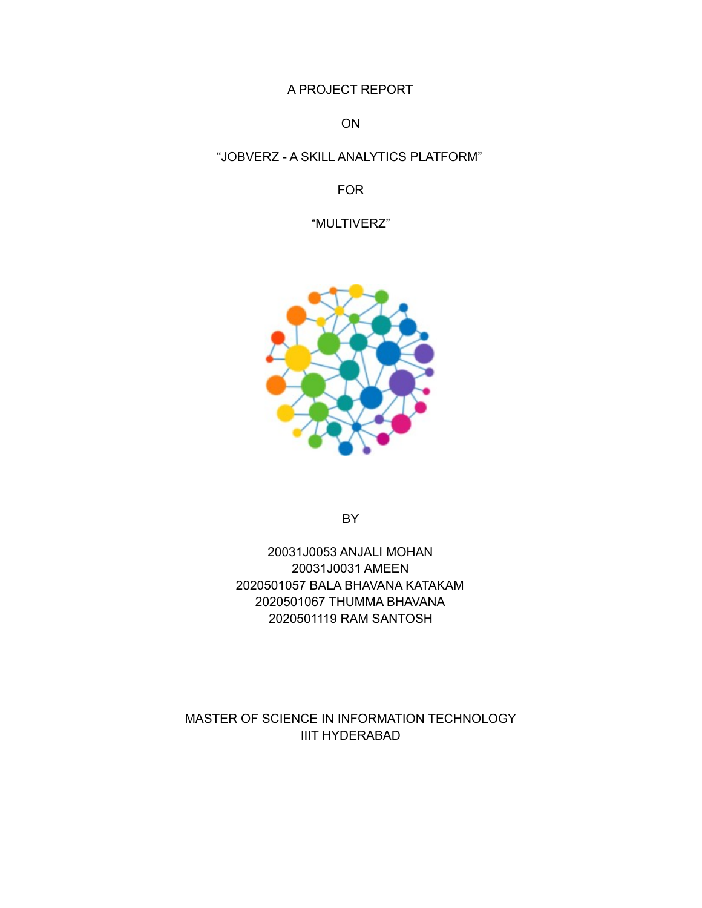A PROJECT REPORT

ON

"JOBVERZ - A SKILL ANALYTICS PLATFORM"

FOR

"MULTIVERZ"

BY

20031J0053 ANJALI MOHAN
20031J0031 AMEEN
2020501057 BALA BHAVANA KATAKAM
2020501067 THUMMA BHAVANA
2020501119 RAM SANTOSH

MASTER OF SCIENCE IN INFORMATION TECHNOLOGY
IIIT HYDERABAD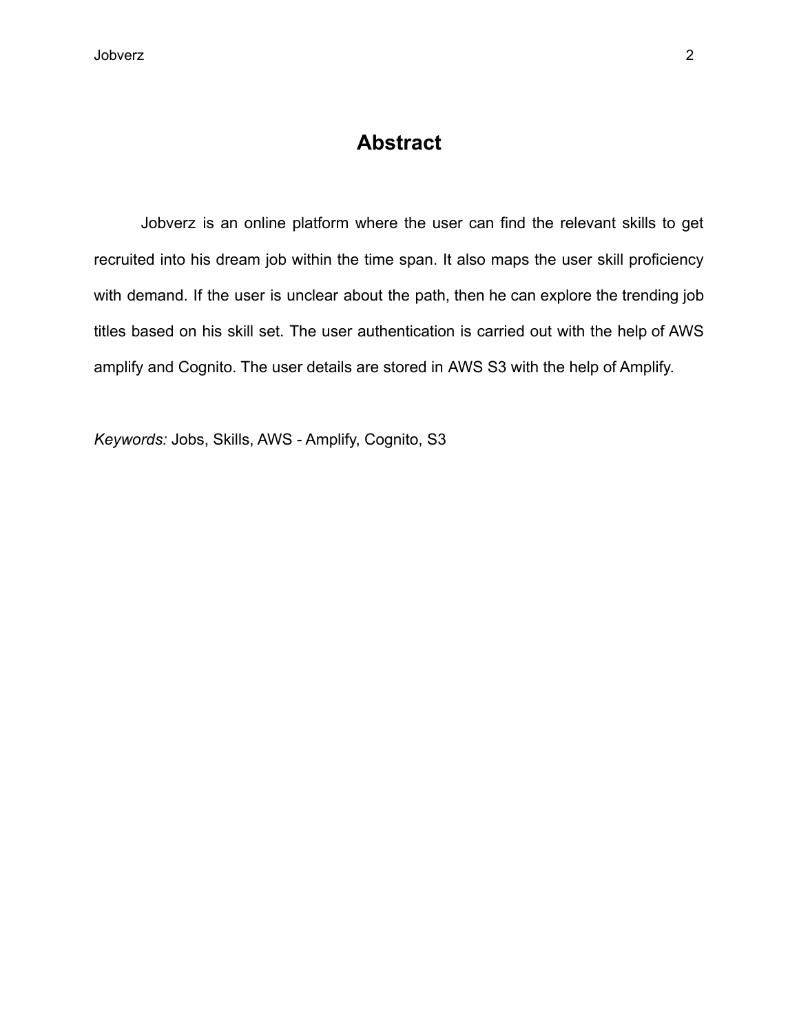# Abstract

Jobverz is an online platform where the user can find the relevant skills to get recruited into his dream job within the time span. It also maps the user skill proficiency with demand. If the user is unclear about the path, then he can explore the trending job titles based on his skill set. The user authentication is carried out with the help of AWS amplify and Cognito. The user details are stored in AWS S3 with the help of Amplify.

*Keywords:* Jobs, Skills, AWS - Amplify, Cognito, S3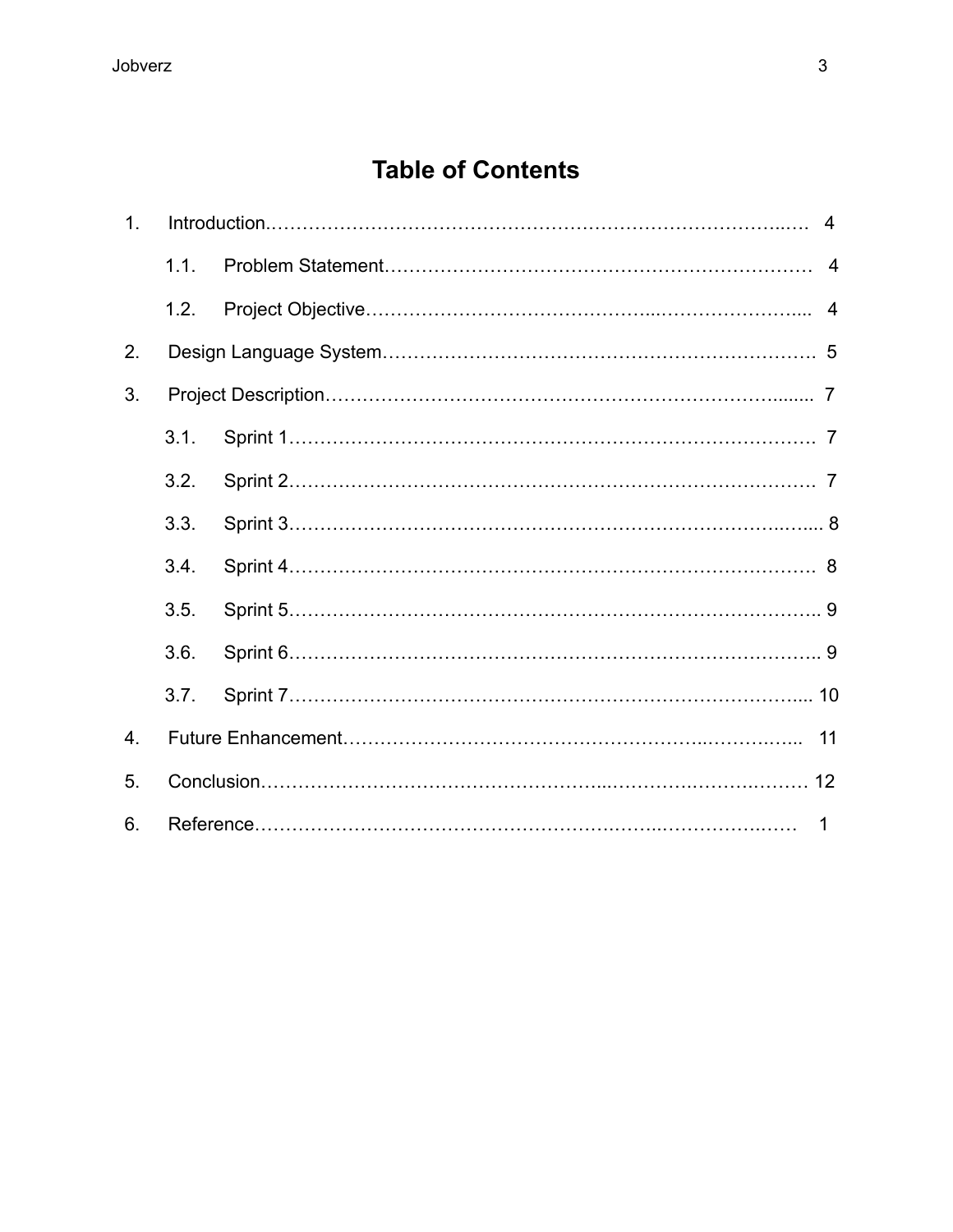# Table of Contents

1. Introduction……………………………………………………………………….… 4
   - 1.1. Problem Statement………………………………………………………… 4
   - 1.2. Project Objective…………………………………...…………………..... 4
2. Design Language System…………………………………………………………… 5
3. Project Description……………………………………………………………........ 7
   - 3.1. Sprint 1………………………………………………………………………. 7
   - 3.2. Sprint 2………………………………………………………………………. 7
   - 3.3. Sprint 3……………………………………………………………….…..... 8
   - 3.4. Sprint 4………………………………………………………………………. 8
   - 3.5. Sprint 5……………………………………………………………………….. 9
   - 3.6. Sprint 6……………………………………………………………………….. 9
   - 3.7. Sprint 7…………………………………………………………………….... 10
4. Future Enhancement……………………………………………….…………….. 11
5. Conclusion…………………………………………...………….…………….…… 12
6. Reference…………………………………………………….…...……………..…… 1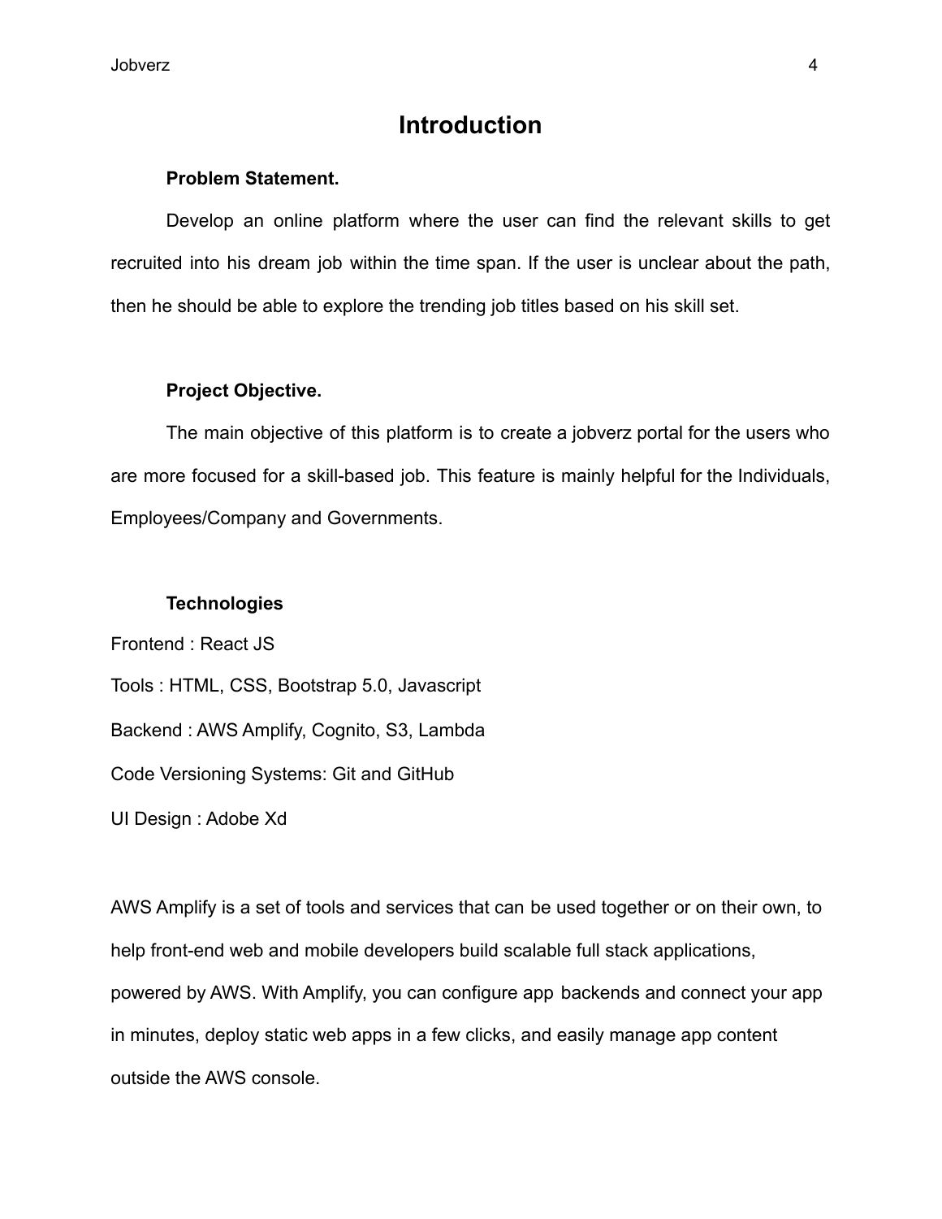# Introduction

### Problem Statement.

Develop an online platform where the user can find the relevant skills to get recruited into his dream job within the time span. If the user is unclear about the path, then he should be able to explore the trending job titles based on his skill set.

### Project Objective.

The main objective of this platform is to create a jobverz portal for the users who are more focused for a skill-based job. This feature is mainly helpful for the Individuals, Employees/Company and Governments.

### Technologies

Frontend : React JS

Tools : HTML, CSS, Bootstrap 5.0, Javascript

Backend : AWS Amplify, Cognito, S3, Lambda

Code Versioning Systems: Git and GitHub

UI Design : Adobe Xd

AWS Amplify is a set of tools and services that can be used together or on their own, to help front-end web and mobile developers build scalable full stack applications, powered by AWS. With Amplify, you can configure app backends and connect your app in minutes, deploy static web apps in a few clicks, and easily manage app content outside the AWS console.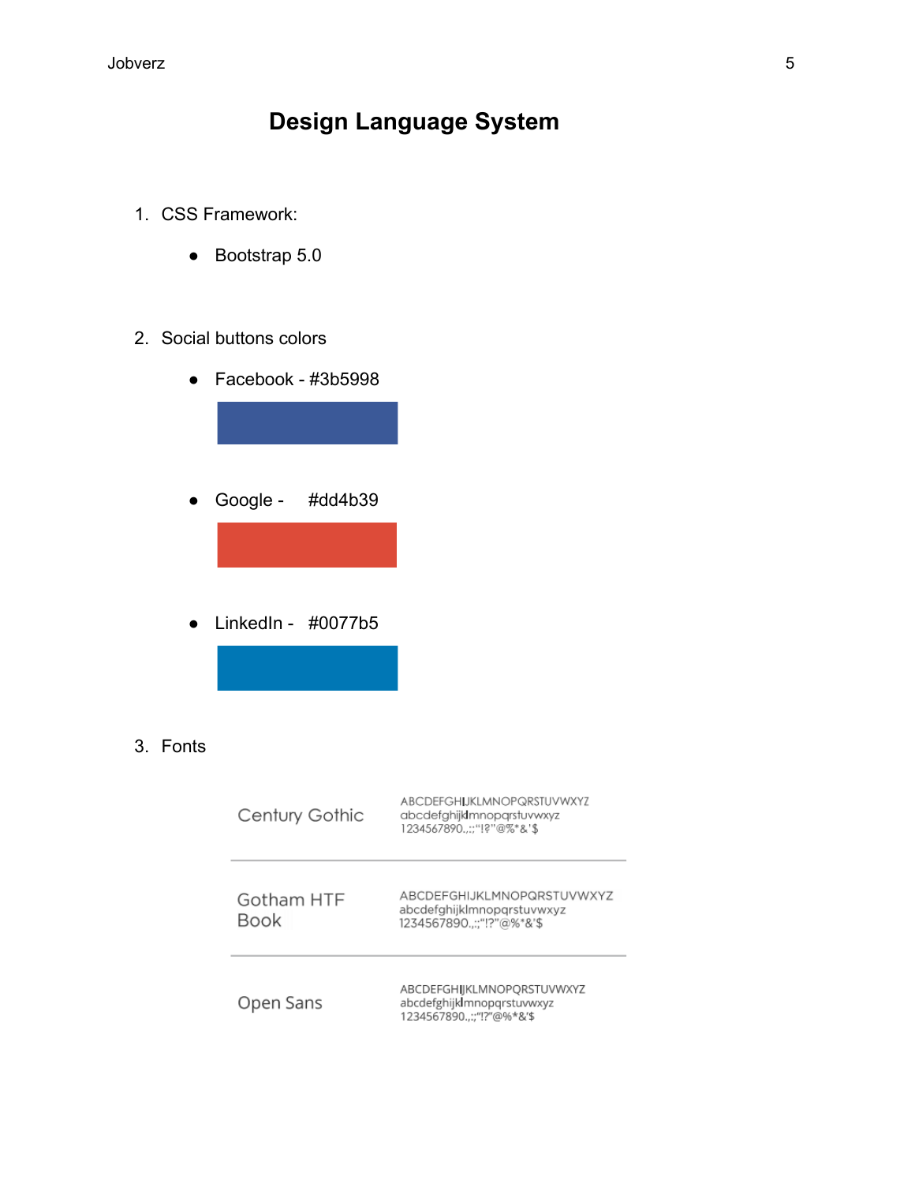# Design Language System

1. CSS Framework:
   - Bootstrap 5.0

2. Social buttons colors
   - Facebook - #3b5998
   - Google - #dd4b39
   - LinkedIn - #0077b5

3. Fonts

| | |
|---|---|
| Century Gothic | ABCDEFGHIJKLMNOPQRSTUVWXYZ<br>abcdefghijklmnopqrstuvwxyz<br>1234567890.,:;"!?"@%*&'$ |
| Gotham HTF Book | ABCDEFGHIJKLMNOPQRSTUVWXYZ<br>abcdefghijklmnopqrstuvwxyz<br>1234567890.,:;"!?"@%*&'$ |
| Open Sans | ABCDEFGHIJKLMNOPQRSTUVWXYZ<br>abcdefghijklmnopqrstuvwxyz<br>1234567890.,:;"!?"@%*&'$ |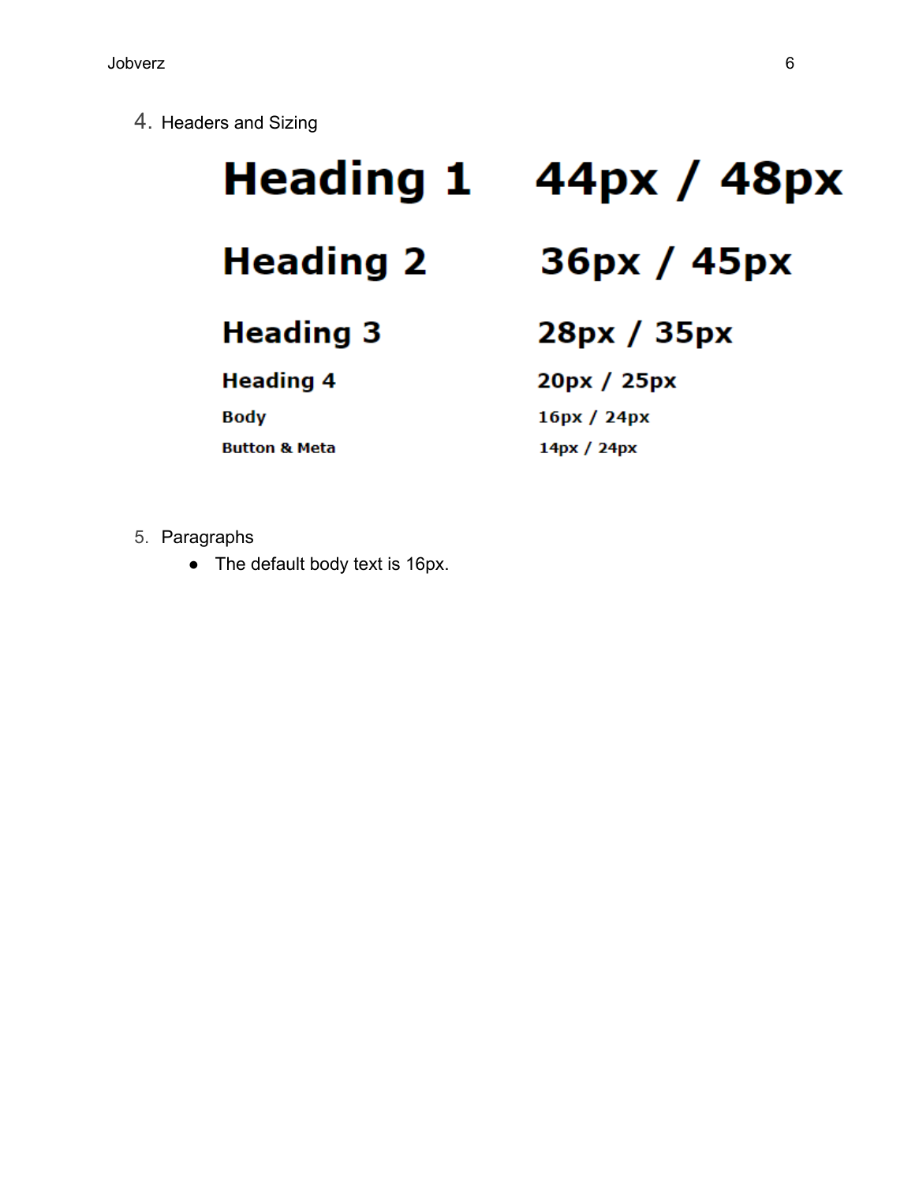4. Headers and Sizing

| | |
|---|---|
| **Heading 1** | **44px / 48px** |
| **Heading 2** | **36px / 45px** |
| **Heading 3** | **28px / 35px** |
| **Heading 4** | **20px / 25px** |
| **Body** | **16px / 24px** |
| **Button & Meta** | **14px / 24px** |

5. Paragraphs
    - The default body text is 16px.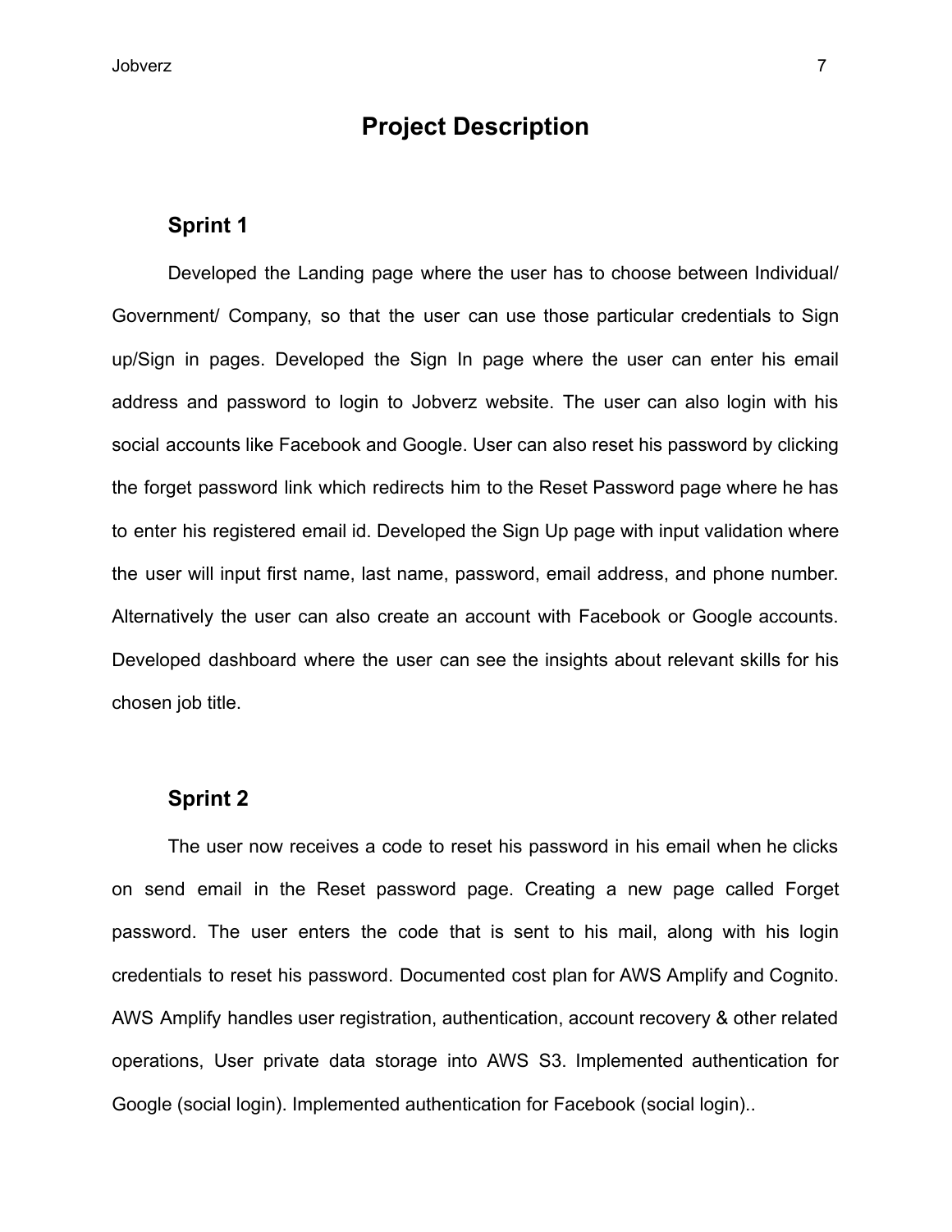# Project Description

## Sprint 1

Developed the Landing page where the user has to choose between Individual/ Government/ Company, so that the user can use those particular credentials to Sign up/Sign in pages. Developed the Sign In page where the user can enter his email address and password to login to Jobverz website. The user can also login with his social accounts like Facebook and Google. User can also reset his password by clicking the forget password link which redirects him to the Reset Password page where he has to enter his registered email id. Developed the Sign Up page with input validation where the user will input first name, last name, password, email address, and phone number. Alternatively the user can also create an account with Facebook or Google accounts. Developed dashboard where the user can see the insights about relevant skills for his chosen job title.

## Sprint 2

The user now receives a code to reset his password in his email when he clicks on send email in the Reset password page. Creating a new page called Forget password. The user enters the code that is sent to his mail, along with his login credentials to reset his password. Documented cost plan for AWS Amplify and Cognito. AWS Amplify handles user registration, authentication, account recovery & other related operations, User private data storage into AWS S3. Implemented authentication for Google (social login). Implemented authentication for Facebook (social login)..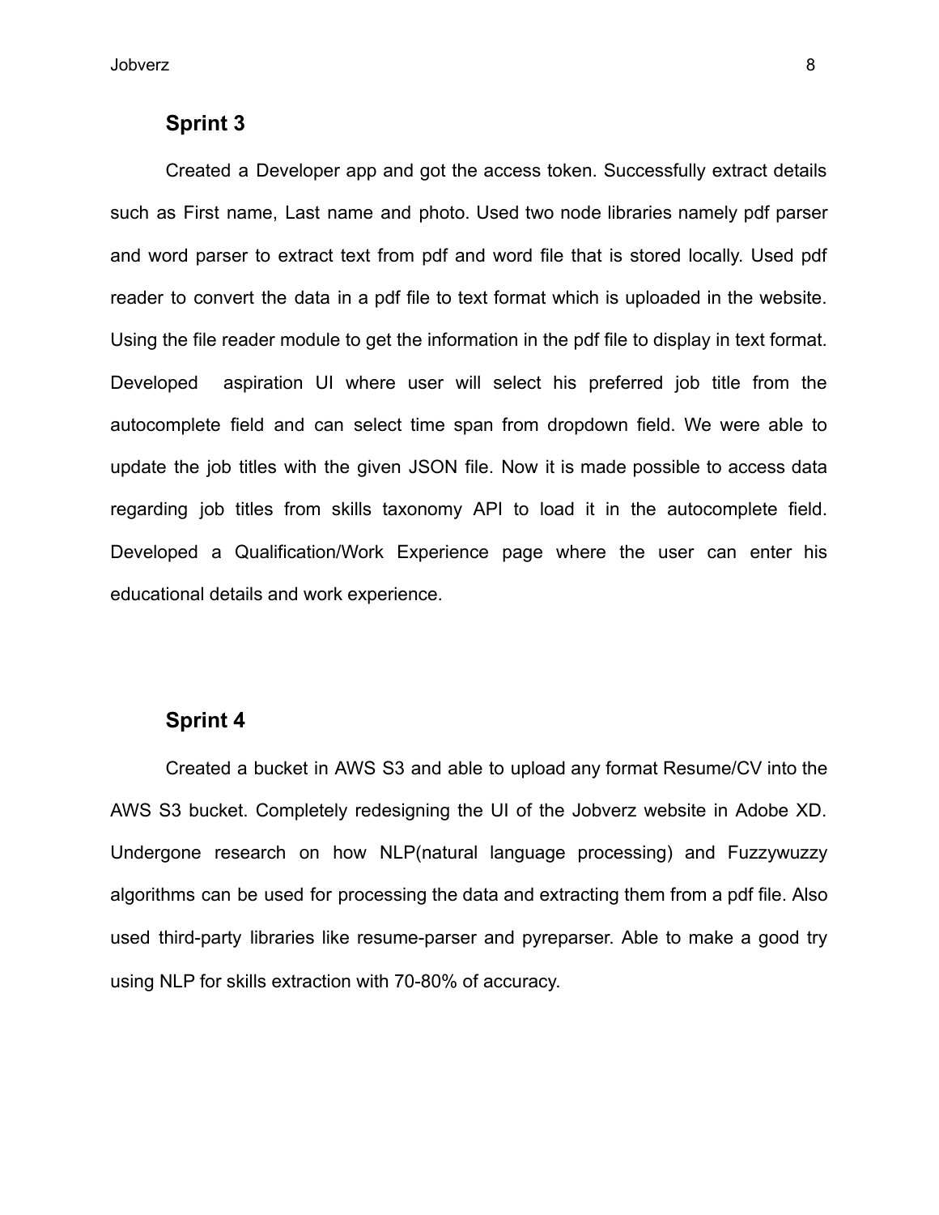## Sprint 3

Created a Developer app and got the access token. Successfully extract details such as First name, Last name and photo. Used two node libraries namely pdf parser and word parser to extract text from pdf and word file that is stored locally. Used pdf reader to convert the data in a pdf file to text format which is uploaded in the website. Using the file reader module to get the information in the pdf file to display in text format. Developed  aspiration UI where user will select his preferred job title from the autocomplete field and can select time span from dropdown field. We were able to update the job titles with the given JSON file. Now it is made possible to access data regarding job titles from skills taxonomy API to load it in the autocomplete field. Developed a Qualification/Work Experience page where the user can enter his educational details and work experience.

## Sprint 4

Created a bucket in AWS S3 and able to upload any format Resume/CV into the AWS S3 bucket. Completely redesigning the UI of the Jobverz website in Adobe XD. Undergone research on how NLP(natural language processing) and Fuzzywuzzy algorithms can be used for processing the data and extracting them from a pdf file. Also used third-party libraries like resume-parser and pyreparser. Able to make a good try using NLP for skills extraction with 70-80% of accuracy.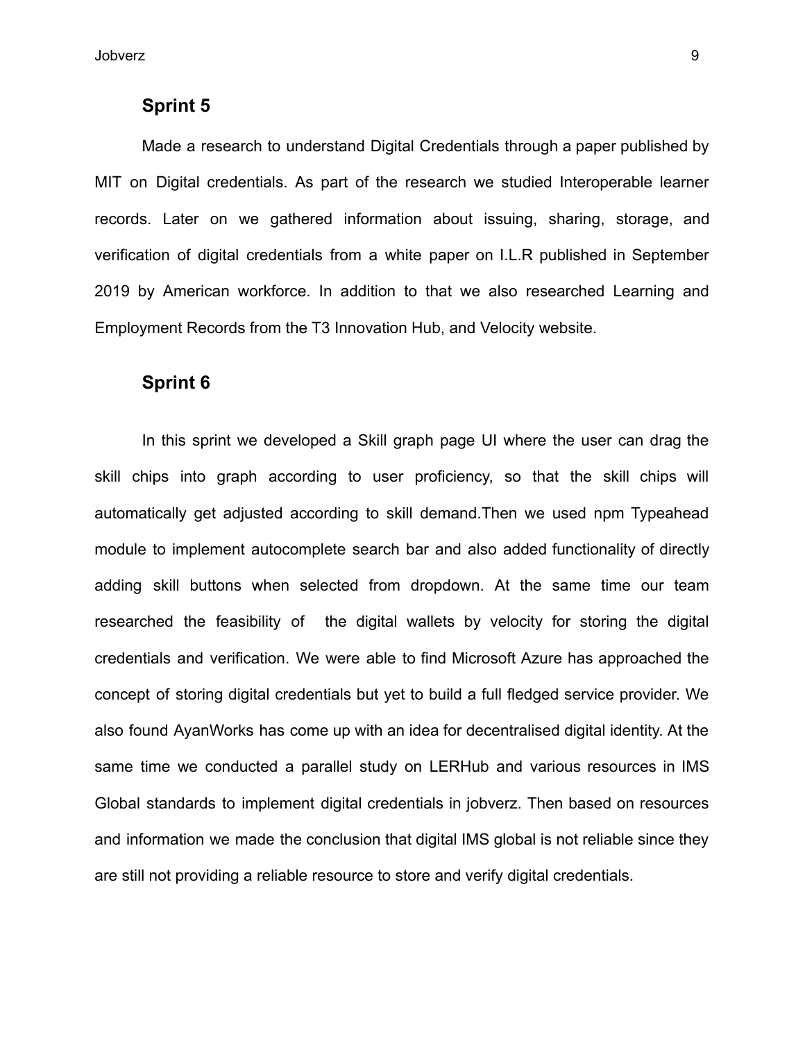## Sprint 5

Made a research to understand Digital Credentials through a paper published by MIT on Digital credentials. As part of the research we studied Interoperable learner records. Later on we gathered information about issuing, sharing, storage, and verification of digital credentials from a white paper on I.L.R published in September 2019 by American workforce. In addition to that we also researched Learning and Employment Records from the T3 Innovation Hub, and Velocity website.

## Sprint 6

In this sprint we developed a Skill graph page UI where the user can drag the skill chips into graph according to user proficiency, so that the skill chips will automatically get adjusted according to skill demand.Then we used npm Typeahead module to implement autocomplete search bar and also added functionality of directly adding skill buttons when selected from dropdown. At the same time our team researched the feasibility of  the digital wallets by velocity for storing the digital credentials and verification. We were able to find Microsoft Azure has approached the concept of storing digital credentials but yet to build a full fledged service provider. We also found AyanWorks has come up with an idea for decentralised digital identity. At the same time we conducted a parallel study on LERHub and various resources in IMS Global standards to implement digital credentials in jobverz. Then based on resources and information we made the conclusion that digital IMS global is not reliable since they are still not providing a reliable resource to store and verify digital credentials.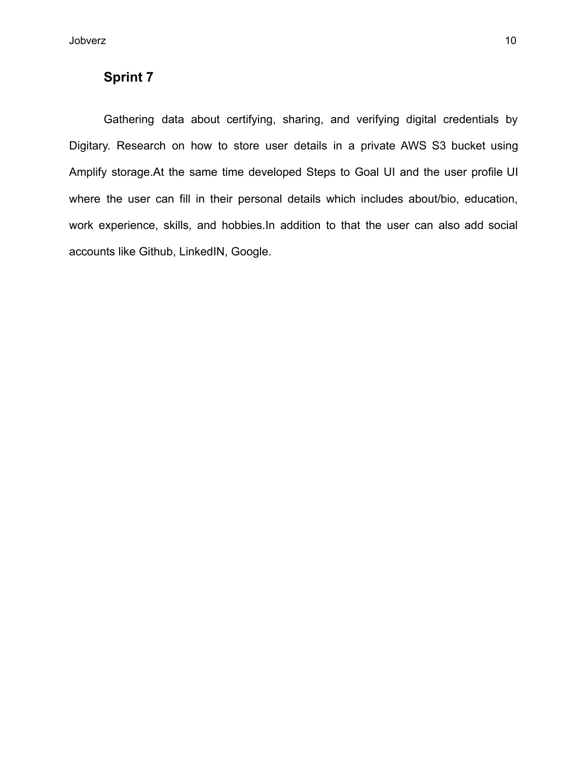## Sprint 7

Gathering data about certifying, sharing, and verifying digital credentials by Digitary. Research on how to store user details in a private AWS S3 bucket using Amplify storage.At the same time developed Steps to Goal UI and the user profile UI where the user can fill in their personal details which includes about/bio, education, work experience, skills, and hobbies.In addition to that the user can also add social accounts like Github, LinkedIN, Google.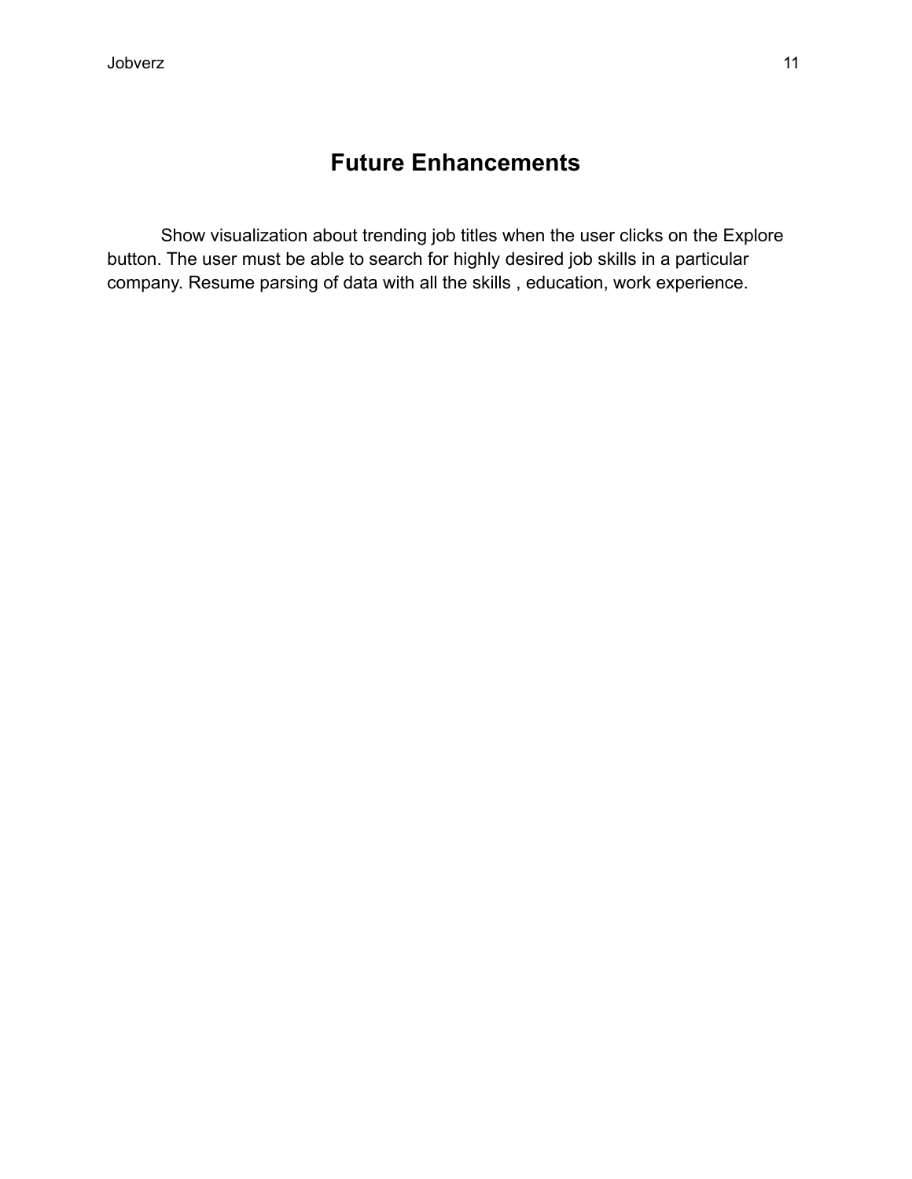# Future Enhancements

Show visualization about trending job titles when the user clicks on the Explore button. The user must be able to search for highly desired job skills in a particular company. Resume parsing of data with all the skills , education, work experience.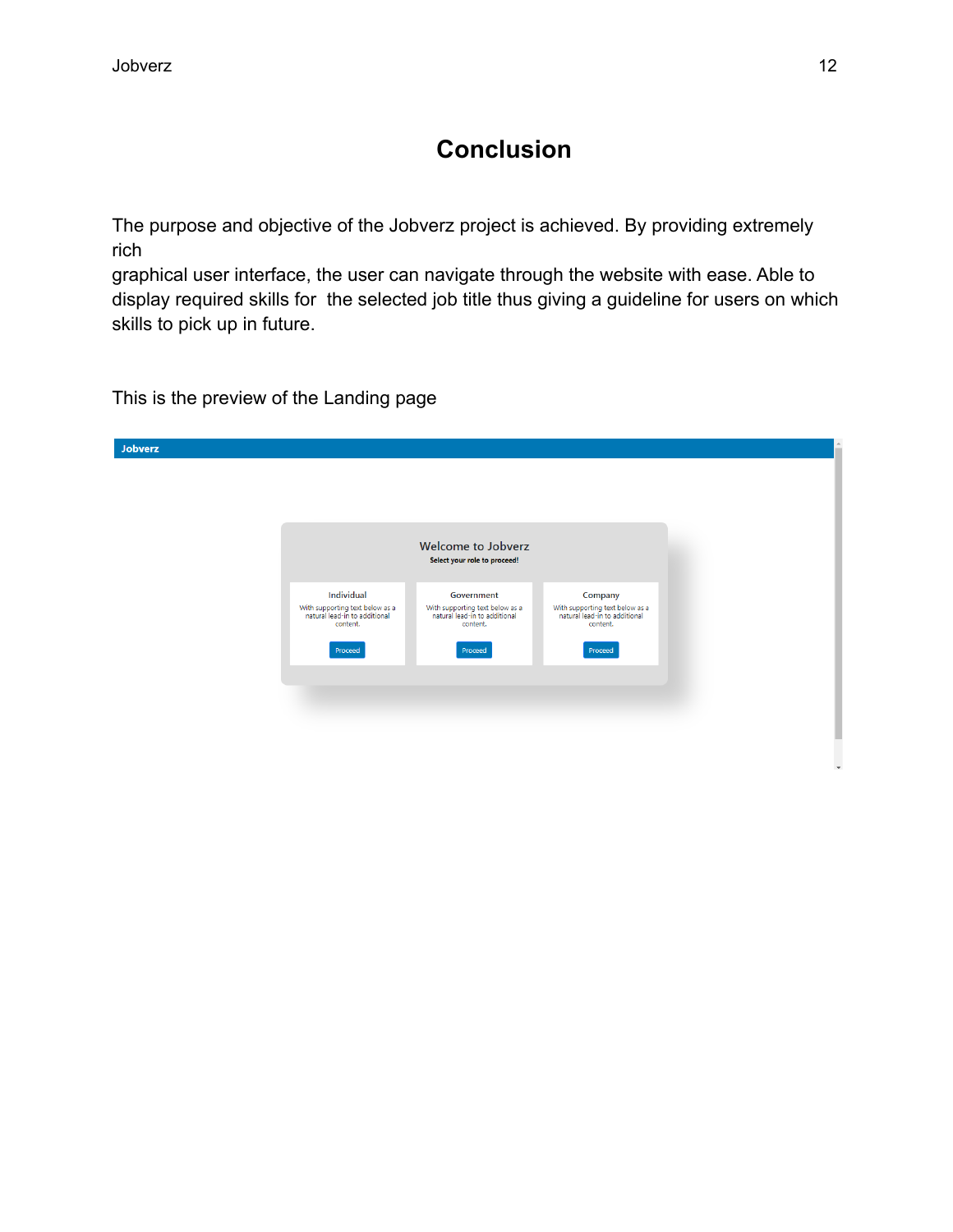# Conclusion

The purpose and objective of the Jobverz project is achieved. By providing extremely rich graphical user interface, the user can navigate through the website with ease. Able to display required skills for the selected job title thus giving a guideline for users on which skills to pick up in future.

This is the preview of the Landing page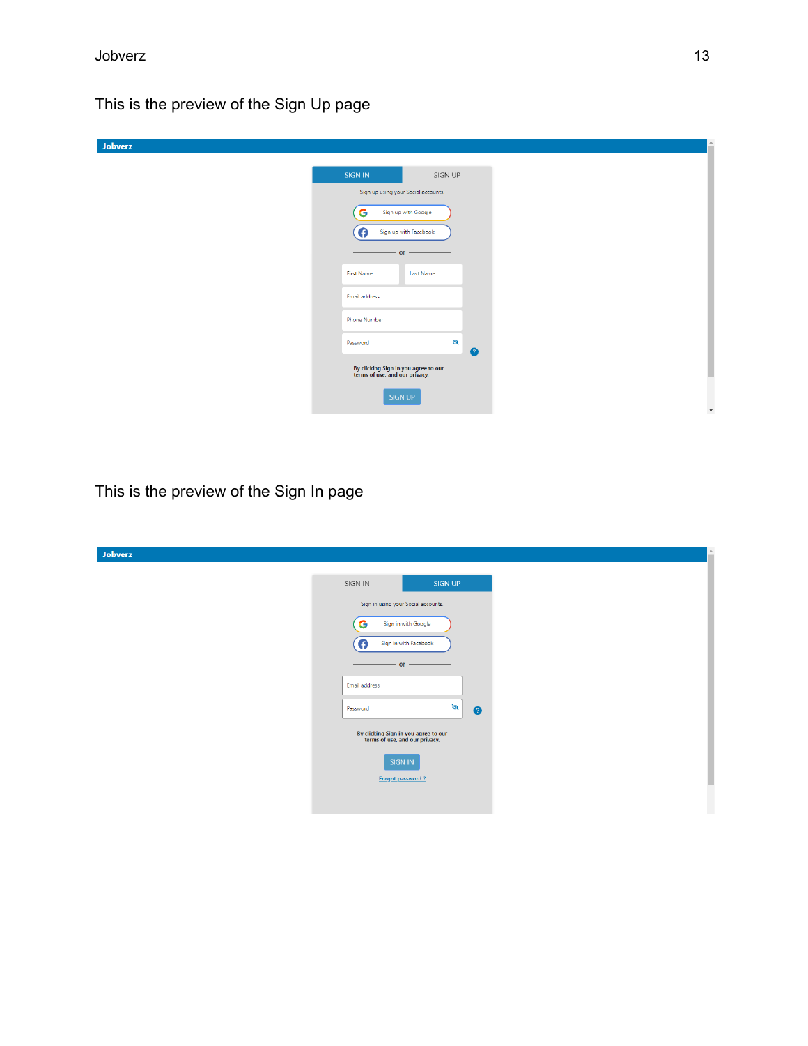This is the preview of the Sign Up page

Jobverz

SIGN IN | SIGN UP

Sign up using your Social accounts.

Sign up with Google

Sign up with Facebook

or

First Name

Last Name

Email address

Phone Number

Password

By clicking Sign in you agree to our terms of use, and our privacy.

SIGN UP

This is the preview of the Sign In page

Jobverz

SIGN IN | SIGN UP

Sign in using your Social accounts.

Sign in with Google

Sign in with Facebook

or

Email address

Password

By clicking Sign in you agree to our terms of use, and our privacy.

SIGN IN

Forgot password ?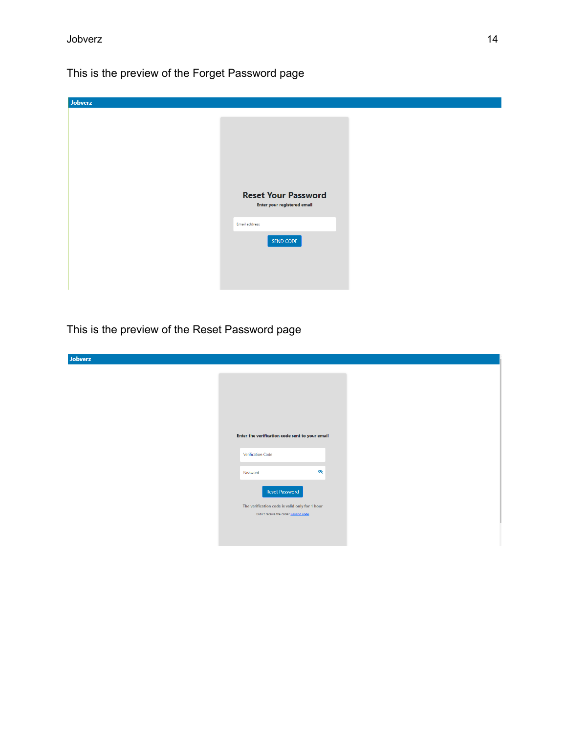This is the preview of the Forget Password page

Jobverz

**Reset Your Password**

Enter your registered email

Email address

SEND CODE

This is the preview of the Reset Password page

Jobverz

Enter the verification code sent to your email

Verification Code

Password

Reset Password

The verification code is valid only for 1 hour

Didn't receive the code? Resend code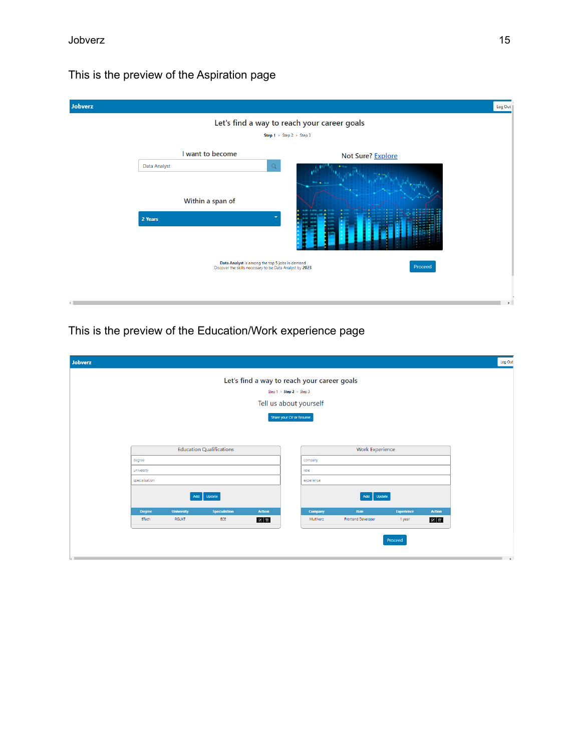This is the preview of the Aspiration page

This is the preview of the Education/Work experience page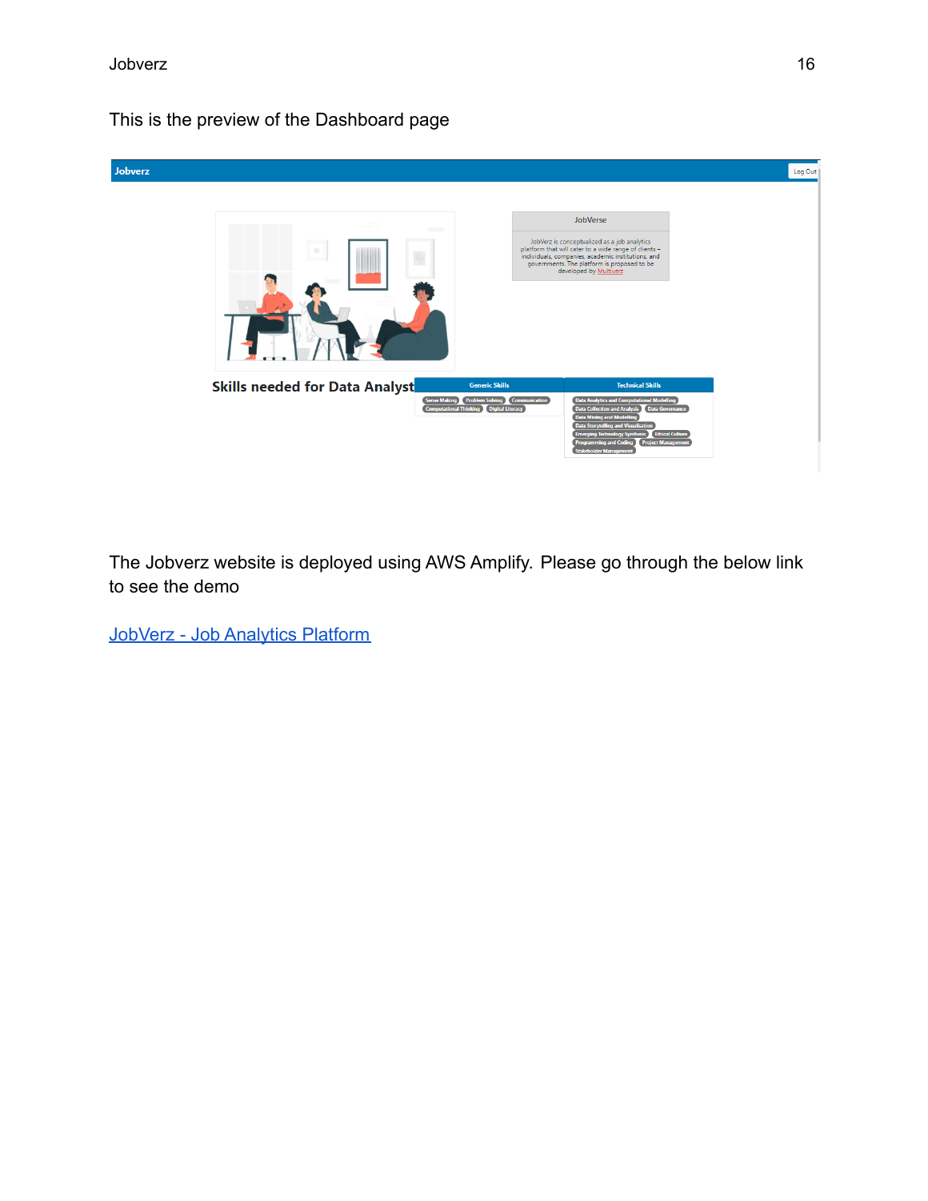This is the preview of the Dashboard page

The Jobverz website is deployed using AWS Amplify. Please go through the below link to see the demo

[JobVerz - Job Analytics Platform]()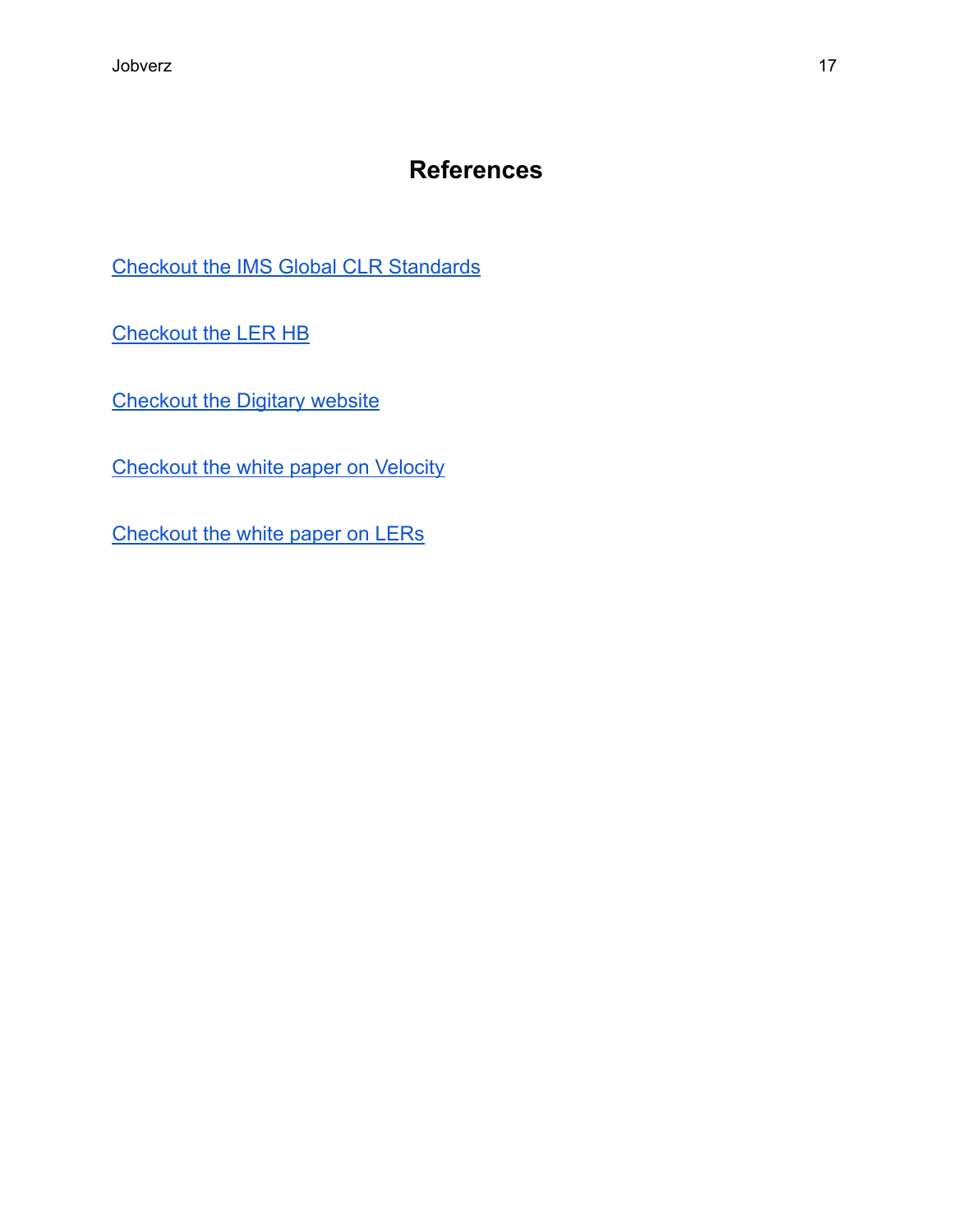# References

Checkout the IMS Global CLR Standards

Checkout the LER HB

Checkout the Digitary website

Checkout the white paper on Velocity

Checkout the white paper on LERs